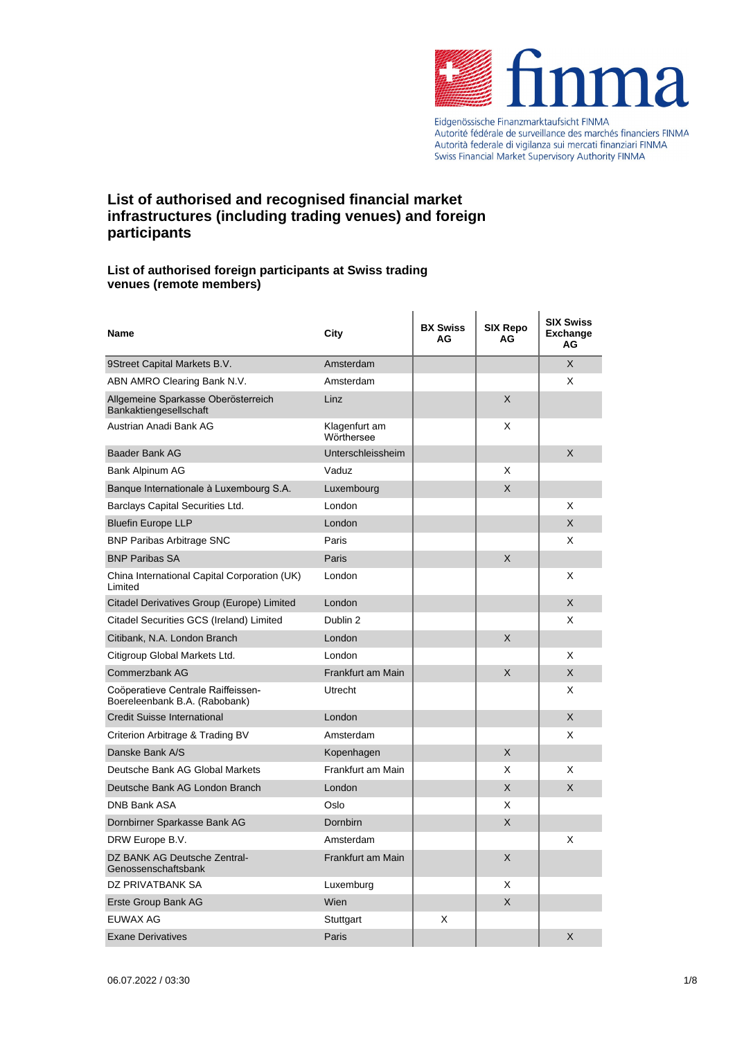# List of authorised and recognised financial market infrastructures (including trading venues) and foreign participants

## List of authorised foreign participants at Swiss trading venues (remote members)

| Name | City | BX Swiss AG | SIX Repo AG | SIX Swiss Exchange AG |
|---|---|---|---|---|
| 9Street Capital Markets B.V. | Amsterdam | | | X |
| ABN AMRO Clearing Bank N.V. | Amsterdam | | | X |
| Allgemeine Sparkasse Oberösterreich Bankaktiengesellschaft | Linz | | X | |
| Austrian Anadi Bank AG | Klagenfurt am Wörthersee | | X | |
| Baader Bank AG | Unterschleissheim | | | X |
| Bank Alpinum AG | Vaduz | | X | |
| Banque Internationale à Luxembourg S.A. | Luxembourg | | X | |
| Barclays Capital Securities Ltd. | London | | | X |
| Bluefin Europe LLP | London | | | X |
| BNP Paribas Arbitrage SNC | Paris | | | X |
| BNP Paribas SA | Paris | | X | |
| China International Capital Corporation (UK) Limited | London | | | X |
| Citadel Derivatives Group (Europe) Limited | London | | | X |
| Citadel Securities GCS (Ireland) Limited | Dublin 2 | | | X |
| Citibank, N.A. London Branch | London | | X | |
| Citigroup Global Markets Ltd. | London | | | X |
| Commerzbank AG | Frankfurt am Main | | X | X |
| Coöperatieve Centrale Raiffeisen-Boereleenbank B.A. (Rabobank) | Utrecht | | | X |
| Credit Suisse International | London | | | X |
| Criterion Arbitrage & Trading BV | Amsterdam | | | X |
| Danske Bank A/S | Kopenhagen | | X | |
| Deutsche Bank AG Global Markets | Frankfurt am Main | | X | X |
| Deutsche Bank AG London Branch | London | | X | X |
| DNB Bank ASA | Oslo | | X | |
| Dornbirner Sparkasse Bank AG | Dornbirn | | X | |
| DRW Europe B.V. | Amsterdam | | | X |
| DZ BANK AG Deutsche Zentral-Genossenschaftsbank | Frankfurt am Main | | X | |
| DZ PRIVATBANK SA | Luxemburg | | X | |
| Erste Group Bank AG | Wien | | X | |
| EUWAX AG | Stuttgart | X | | |
| Exane Derivatives | Paris | | | X |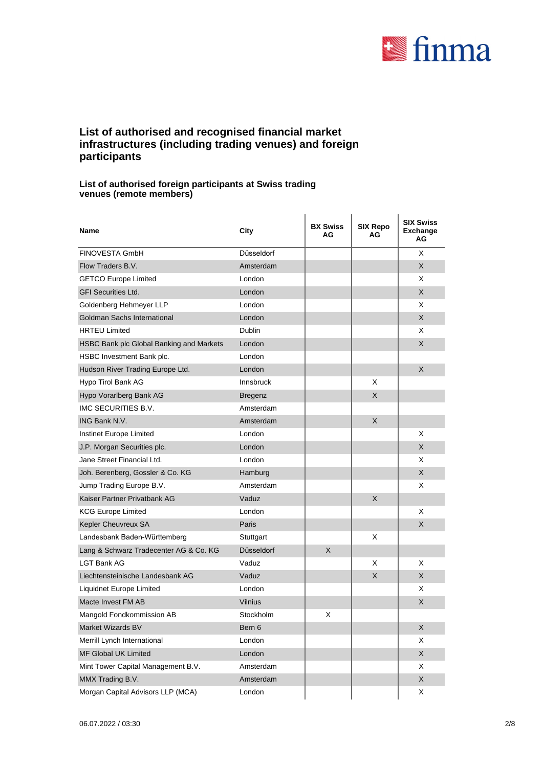## List of authorised and recognised financial market infrastructures (including trading venues) and foreign participants

### List of authorised foreign participants at Swiss trading venues (remote members)

| Name | City | BX Swiss AG | SIX Repo AG | SIX Swiss Exchange AG |
|---|---|---|---|---|
| FINOVESTA GmbH | Düsseldorf | | | X |
| Flow Traders B.V. | Amsterdam | | | X |
| GETCO Europe Limited | London | | | X |
| GFI Securities Ltd. | London | | | X |
| Goldenberg Hehmeyer LLP | London | | | X |
| Goldman Sachs International | London | | | X |
| HRTEU Limited | Dublin | | | X |
| HSBC Bank plc Global Banking and Markets | London | | | X |
| HSBC Investment Bank plc. | London | | | |
| Hudson River Trading Europe Ltd. | London | | | X |
| Hypo Tirol Bank AG | Innsbruck | | X | |
| Hypo Vorarlberg Bank AG | Bregenz | | X | |
| IMC SECURITIES B.V. | Amsterdam | | | |
| ING Bank N.V. | Amsterdam | | X | |
| Instinet Europe Limited | London | | | X |
| J.P. Morgan Securities plc. | London | | | X |
| Jane Street Financial Ltd. | London | | | X |
| Joh. Berenberg, Gossler & Co. KG | Hamburg | | | X |
| Jump Trading Europe B.V. | Amsterdam | | | X |
| Kaiser Partner Privatbank AG | Vaduz | | X | |
| KCG Europe Limited | London | | | X |
| Kepler Cheuvreux SA | Paris | | | X |
| Landesbank Baden-Württemberg | Stuttgart | | X | |
| Lang & Schwarz Tradecenter AG & Co. KG | Düsseldorf | X | | |
| LGT Bank AG | Vaduz | | X | X |
| Liechtensteinische Landesbank AG | Vaduz | | X | X |
| Liquidnet Europe Limited | London | | | X |
| Macte Invest FM AB | Vilnius | | | X |
| Mangold Fondkommission AB | Stockholm | X | | |
| Market Wizards BV | Bern 6 | | | X |
| Merrill Lynch International | London | | | X |
| MF Global UK Limited | London | | | X |
| Mint Tower Capital Management B.V. | Amsterdam | | | X |
| MMX Trading B.V. | Amsterdam | | | X |
| Morgan Capital Advisors LLP (MCA) | London | | | X |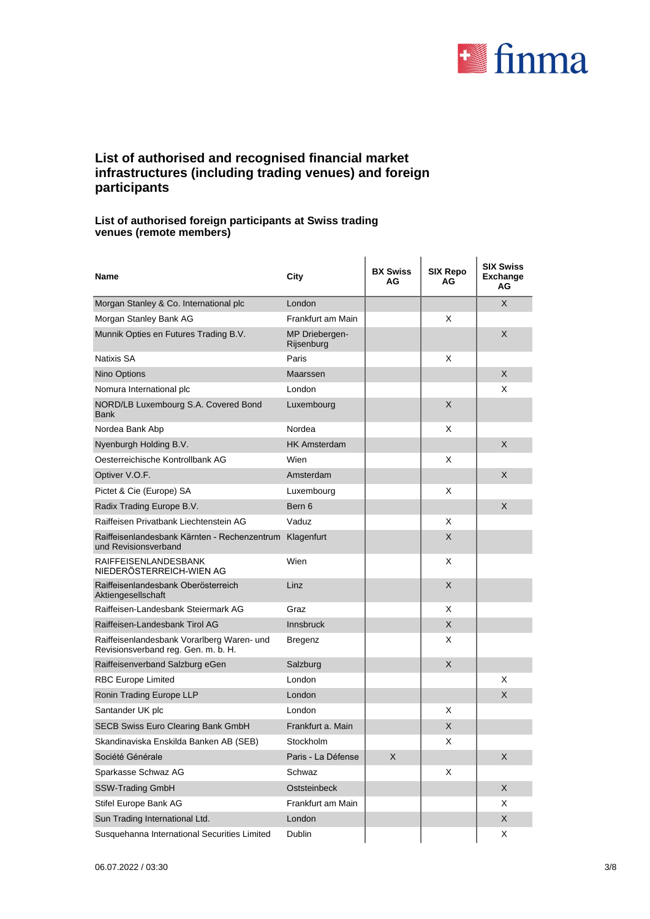## List of authorised and recognised financial market infrastructures (including trading venues) and foreign participants

### List of authorised foreign participants at Swiss trading venues (remote members)

| Name | City | BX Swiss AG | SIX Repo AG | SIX Swiss Exchange AG |
|---|---|---|---|---|
| Morgan Stanley & Co. International plc | London | | | X |
| Morgan Stanley Bank AG | Frankfurt am Main | | X | |
| Munnik Opties en Futures Trading B.V. | MP Driebergen-Rijsenburg | | | X |
| Natixis SA | Paris | | X | |
| Nino Options | Maarssen | | | X |
| Nomura International plc | London | | | X |
| NORD/LB Luxembourg S.A. Covered Bond Bank | Luxembourg | | X | |
| Nordea Bank Abp | Nordea | | X | |
| Nyenburgh Holding B.V. | HK Amsterdam | | | X |
| Oesterreichische Kontrollbank AG | Wien | | X | |
| Optiver V.O.F. | Amsterdam | | | X |
| Pictet & Cie (Europe) SA | Luxembourg | | X | |
| Radix Trading Europe B.V. | Bern 6 | | | X |
| Raiffeisen Privatbank Liechtenstein AG | Vaduz | | X | |
| Raiffeisenlandesbank Kärnten - Rechenzentrum und Revisionsverband | Klagenfurt | | X | |
| RAIFFEISENLANDESBANK NIEDERÖSTERREICH-WIEN AG | Wien | | X | |
| Raiffeisenlandesbank Oberösterreich Aktiengesellschaft | Linz | | X | |
| Raiffeisen-Landesbank Steiermark AG | Graz | | X | |
| Raiffeisen-Landesbank Tirol AG | Innsbruck | | X | |
| Raiffeisenlandesbank Vorarlberg Waren- und Revisionsverband reg. Gen. m. b. H. | Bregenz | | X | |
| Raiffeisenverband Salzburg eGen | Salzburg | | X | |
| RBC Europe Limited | London | | | X |
| Ronin Trading Europe LLP | London | | | X |
| Santander UK plc | London | | X | |
| SECB Swiss Euro Clearing Bank GmbH | Frankfurt a. Main | | X | |
| Skandinaviska Enskilda Banken AB (SEB) | Stockholm | | X | |
| Société Générale | Paris - La Défense | X | | X |
| Sparkasse Schwaz AG | Schwaz | | X | |
| SSW-Trading GmbH | Oststeinbeck | | | X |
| Stifel Europe Bank AG | Frankfurt am Main | | | X |
| Sun Trading International Ltd. | London | | | X |
| Susquehanna International Securities Limited | Dublin | | | X |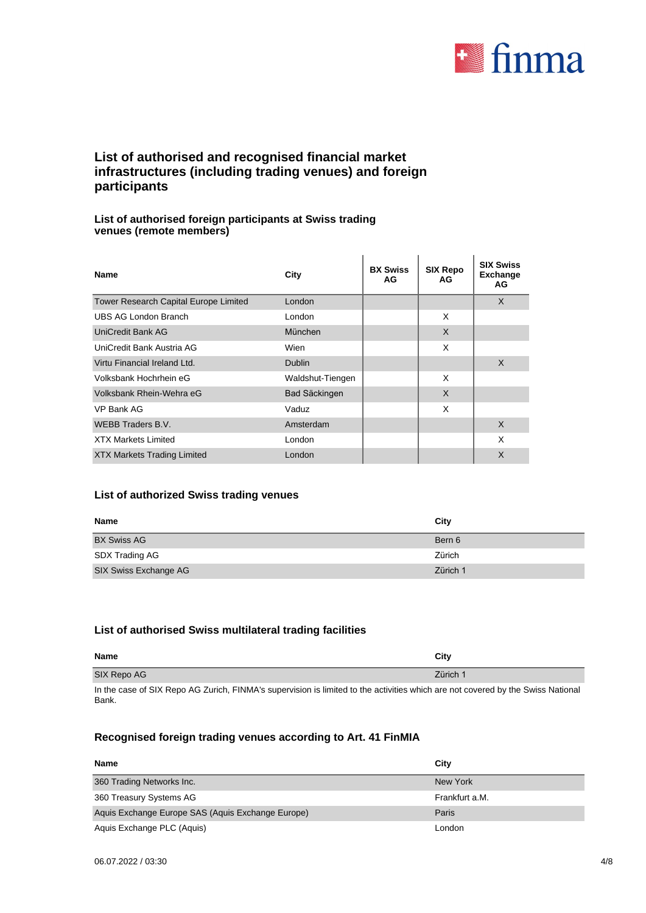# List of authorised and recognised financial market infrastructures (including trading venues) and foreign participants

## List of authorised foreign participants at Swiss trading venues (remote members)

| Name | City | BX Swiss AG | SIX Repo AG | SIX Swiss Exchange AG |
|---|---|---|---|---|
| Tower Research Capital Europe Limited | London | | | X |
| UBS AG London Branch | London | | X | |
| UniCredit Bank AG | München | | X | |
| UniCredit Bank Austria AG | Wien | | X | |
| Virtu Financial Ireland Ltd. | Dublin | | | X |
| Volksbank Hochrhein eG | Waldshut-Tiengen | | X | |
| Volksbank Rhein-Wehra eG | Bad Säckingen | | X | |
| VP Bank AG | Vaduz | | X | |
| WEBB Traders B.V. | Amsterdam | | | X |
| XTX Markets Limited | London | | | X |
| XTX Markets Trading Limited | London | | | X |

## List of authorized Swiss trading venues

| Name | City |
|---|---|
| BX Swiss AG | Bern 6 |
| SDX Trading AG | Zürich |
| SIX Swiss Exchange AG | Zürich 1 |

## List of authorised Swiss multilateral trading facilities

| Name | City |
|---|---|
| SIX Repo AG | Zürich 1 |

In the case of SIX Repo AG Zurich, FINMA's supervision is limited to the activities which are not covered by the Swiss National Bank.

## Recognised foreign trading venues according to Art. 41 FinMIA

| Name | City |
|---|---|
| 360 Trading Networks Inc. | New York |
| 360 Treasury Systems AG | Frankfurt a.M. |
| Aquis Exchange Europe SAS (Aquis Exchange Europe) | Paris |
| Aquis Exchange PLC (Aquis) | London |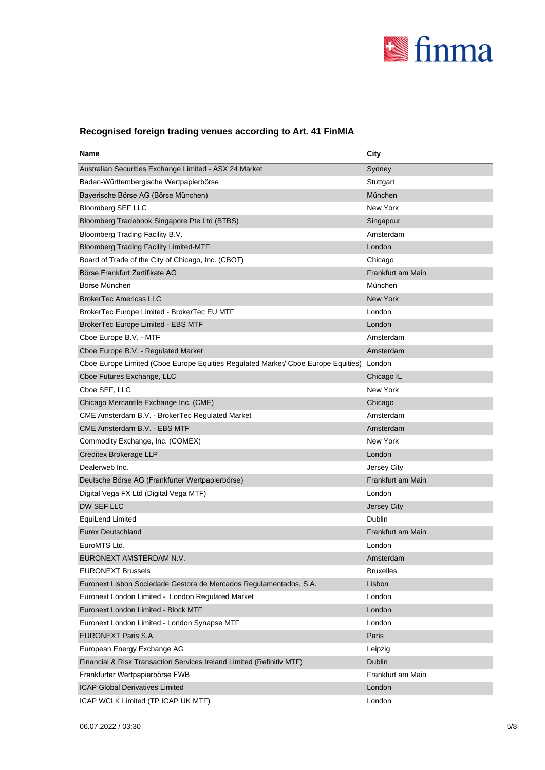## Recognised foreign trading venues according to Art. 41 FinMIA

| Name | City |
|---|---|
| Australian Securities Exchange Limited - ASX 24 Market | Sydney |
| Baden-Württembergische Wertpapierbörse | Stuttgart |
| Bayerische Börse AG (Börse München) | München |
| Bloomberg SEF LLC | New York |
| Bloomberg Tradebook Singapore Pte Ltd (BTBS) | Singapour |
| Bloomberg Trading Facility B.V. | Amsterdam |
| Bloomberg Trading Facility Limited-MTF | London |
| Board of Trade of the City of Chicago, Inc. (CBOT) | Chicago |
| Börse Frankfurt Zertifikate AG | Frankfurt am Main |
| Börse München | München |
| BrokerTec Americas LLC | New York |
| BrokerTec Europe Limited - BrokerTec EU MTF | London |
| BrokerTec Europe Limited - EBS MTF | London |
| Cboe Europe B.V. - MTF | Amsterdam |
| Cboe Europe B.V. - Regulated Market | Amsterdam |
| Cboe Europe Limited (Cboe Europe Equities Regulated Market/ Cboe Europe Equities) | London |
| Cboe Futures Exchange, LLC | Chicago IL |
| Cboe SEF, LLC | New York |
| Chicago Mercantile Exchange Inc. (CME) | Chicago |
| CME Amsterdam B.V. - BrokerTec Regulated Market | Amsterdam |
| CME Amsterdam B.V. - EBS MTF | Amsterdam |
| Commodity Exchange, Inc. (COMEX) | New York |
| Creditex Brokerage LLP | London |
| Dealerweb Inc. | Jersey City |
| Deutsche Börse AG (Frankfurter Wertpapierbörse) | Frankfurt am Main |
| Digital Vega FX Ltd (Digital Vega MTF) | London |
| DW SEF LLC | Jersey City |
| EquiLend Limited | Dublin |
| Eurex Deutschland | Frankfurt am Main |
| EuroMTS Ltd. | London |
| EURONEXT AMSTERDAM N.V. | Amsterdam |
| EURONEXT Brussels | Bruxelles |
| Euronext Lisbon Sociedade Gestora de Mercados Regulamentados, S.A. | Lisbon |
| Euronext London Limited - London Regulated Market | London |
| Euronext London Limited - Block MTF | London |
| Euronext London Limited - London Synapse MTF | London |
| EURONEXT Paris S.A. | Paris |
| European Energy Exchange AG | Leipzig |
| Financial & Risk Transaction Services Ireland Limited (Refinitiv MTF) | Dublin |
| Frankfurter Wertpapierbörse FWB | Frankfurt am Main |
| ICAP Global Derivatives Limited | London |
| ICAP WCLK Limited (TP ICAP UK MTF) | London |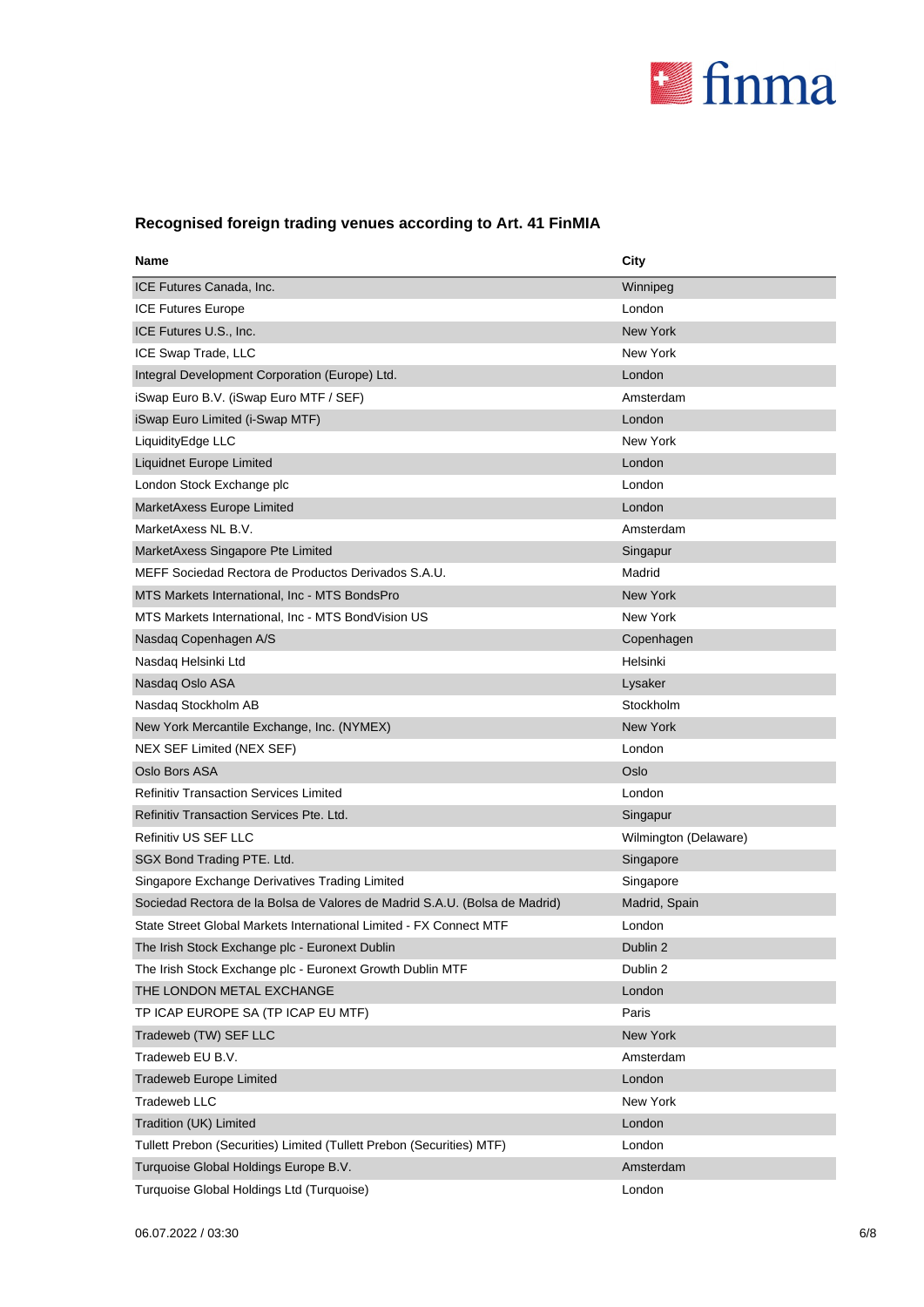## Recognised foreign trading venues according to Art. 41 FinMIA

| Name | City |
| --- | --- |
| ICE Futures Canada, Inc. | Winnipeg |
| ICE Futures Europe | London |
| ICE Futures U.S., Inc. | New York |
| ICE Swap Trade, LLC | New York |
| Integral Development Corporation (Europe) Ltd. | London |
| iSwap Euro B.V. (iSwap Euro MTF / SEF) | Amsterdam |
| iSwap Euro Limited (i-Swap MTF) | London |
| LiquidityEdge LLC | New York |
| Liquidnet Europe Limited | London |
| London Stock Exchange plc | London |
| MarketAxess Europe Limited | London |
| MarketAxess NL B.V. | Amsterdam |
| MarketAxess Singapore Pte Limited | Singapur |
| MEFF Sociedad Rectora de Productos Derivados S.A.U. | Madrid |
| MTS Markets International, Inc - MTS BondsPro | New York |
| MTS Markets International, Inc - MTS BondVision US | New York |
| Nasdaq Copenhagen A/S | Copenhagen |
| Nasdaq Helsinki Ltd | Helsinki |
| Nasdaq Oslo ASA | Lysaker |
| Nasdaq Stockholm AB | Stockholm |
| New York Mercantile Exchange, Inc. (NYMEX) | New York |
| NEX SEF Limited (NEX SEF) | London |
| Oslo Bors ASA | Oslo |
| Refinitiv Transaction Services Limited | London |
| Refinitiv Transaction Services Pte. Ltd. | Singapur |
| Refinitiv US SEF LLC | Wilmington (Delaware) |
| SGX Bond Trading PTE. Ltd. | Singapore |
| Singapore Exchange Derivatives Trading Limited | Singapore |
| Sociedad Rectora de la Bolsa de Valores de Madrid S.A.U. (Bolsa de Madrid) | Madrid, Spain |
| State Street Global Markets International Limited - FX Connect MTF | London |
| The Irish Stock Exchange plc - Euronext Dublin | Dublin 2 |
| The Irish Stock Exchange plc - Euronext Growth Dublin MTF | Dublin 2 |
| THE LONDON METAL EXCHANGE | London |
| TP ICAP EUROPE SA (TP ICAP EU MTF) | Paris |
| Tradeweb (TW) SEF LLC | New York |
| Tradeweb EU B.V. | Amsterdam |
| Tradeweb Europe Limited | London |
| Tradeweb LLC | New York |
| Tradition (UK) Limited | London |
| Tullett Prebon (Securities) Limited (Tullett Prebon (Securities) MTF) | London |
| Turquoise Global Holdings Europe B.V. | Amsterdam |
| Turquoise Global Holdings Ltd (Turquoise) | London |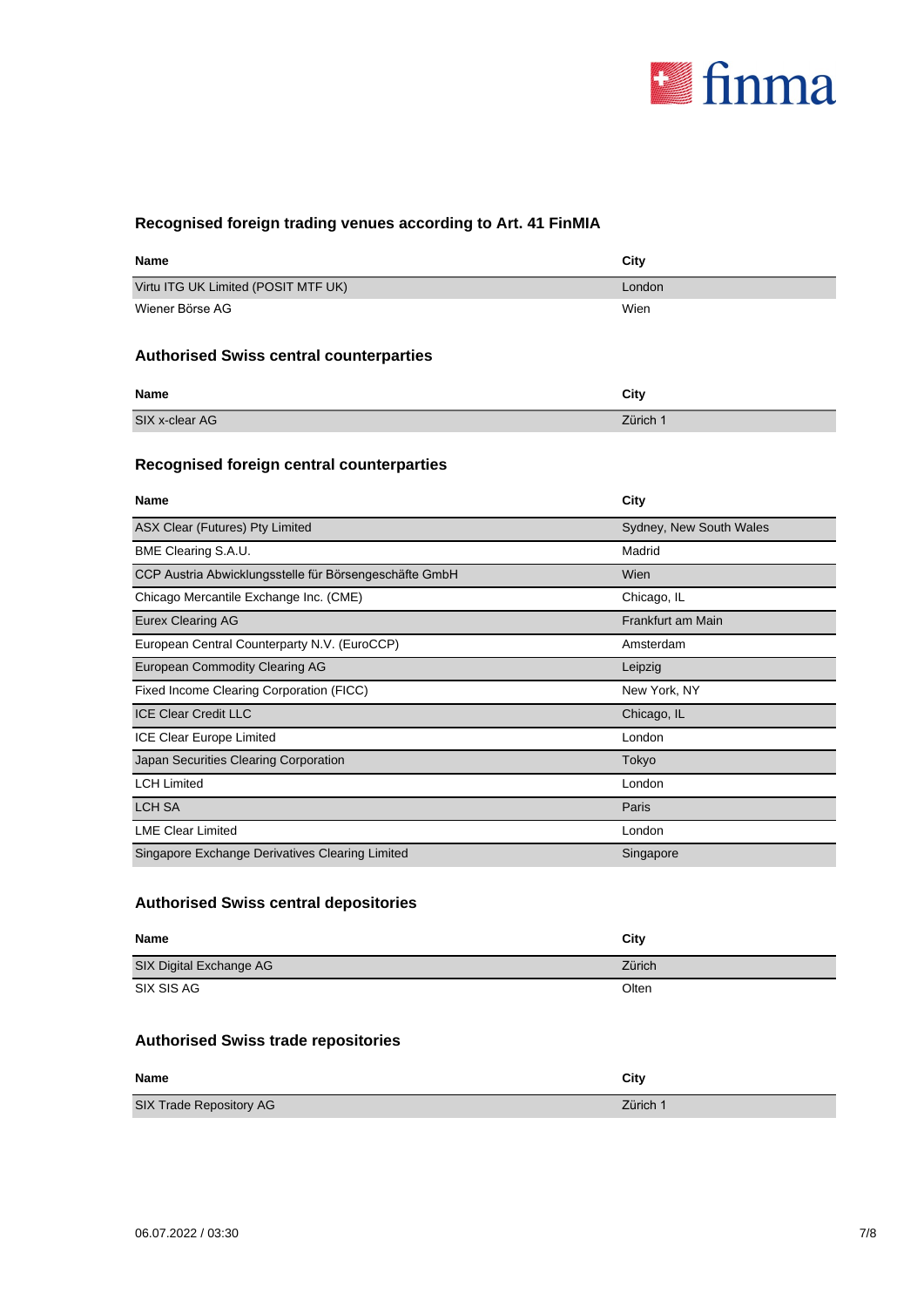## Recognised foreign trading venues according to Art. 41 FinMIA

| Name | City |
| --- | --- |
| Virtu ITG UK Limited (POSIT MTF UK) | London |
| Wiener Börse AG | Wien |

## Authorised Swiss central counterparties

| Name | City |
| --- | --- |
| SIX x-clear AG | Zürich 1 |

## Recognised foreign central counterparties

| Name | City |
| --- | --- |
| ASX Clear (Futures) Pty Limited | Sydney, New South Wales |
| BME Clearing S.A.U. | Madrid |
| CCP Austria Abwicklungsstelle für Börsengeschäfte GmbH | Wien |
| Chicago Mercantile Exchange Inc. (CME) | Chicago, IL |
| Eurex Clearing AG | Frankfurt am Main |
| European Central Counterparty N.V. (EuroCCP) | Amsterdam |
| European Commodity Clearing AG | Leipzig |
| Fixed Income Clearing Corporation (FICC) | New York, NY |
| ICE Clear Credit LLC | Chicago, IL |
| ICE Clear Europe Limited | London |
| Japan Securities Clearing Corporation | Tokyo |
| LCH Limited | London |
| LCH SA | Paris |
| LME Clear Limited | London |
| Singapore Exchange Derivatives Clearing Limited | Singapore |

## Authorised Swiss central depositories

| Name | City |
| --- | --- |
| SIX Digital Exchange AG | Zürich |
| SIX SIS AG | Olten |

## Authorised Swiss trade repositories

| Name | City |
| --- | --- |
| SIX Trade Repository AG | Zürich 1 |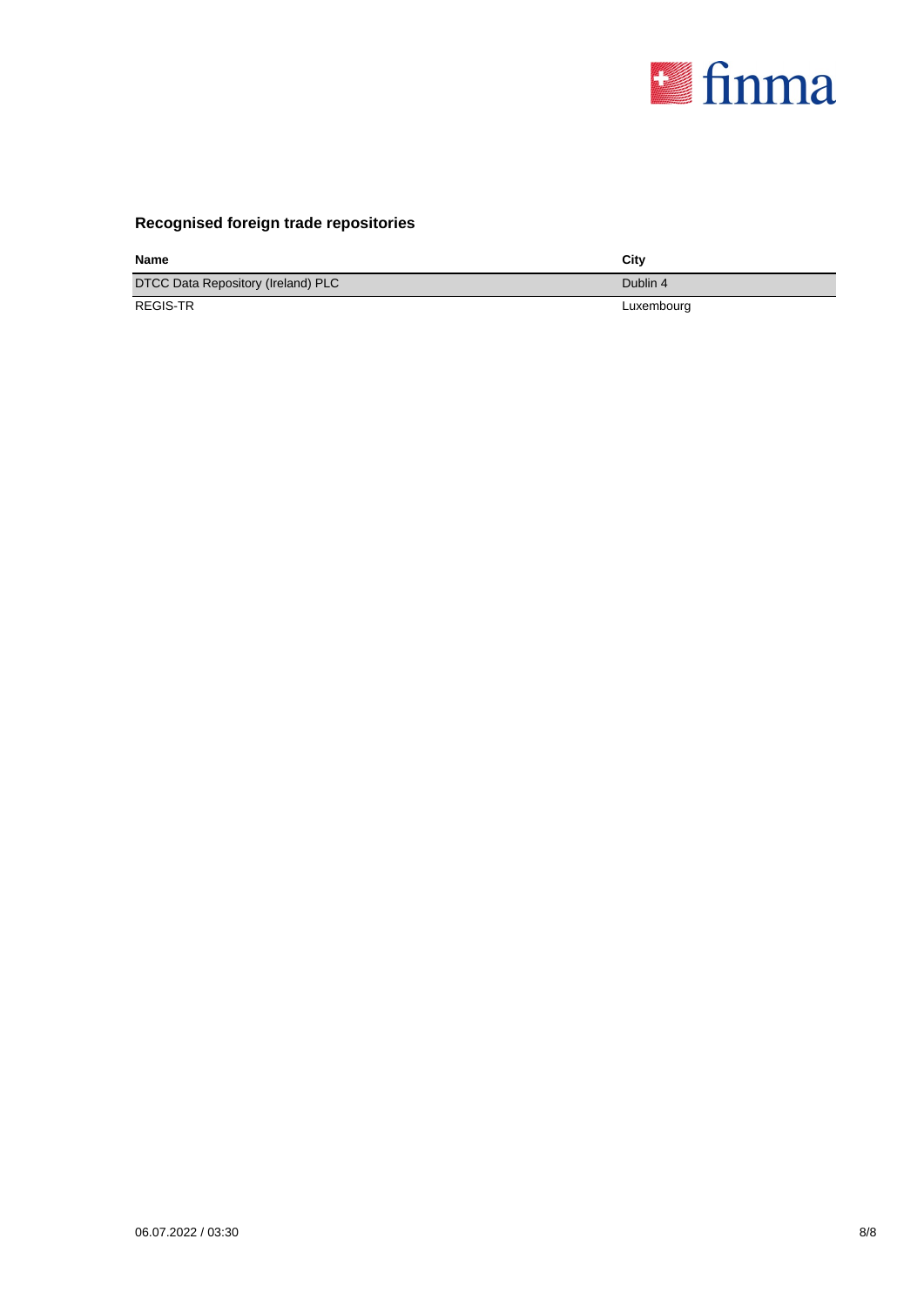### Recognised foreign trade repositories

| Name | City |
|---|---|
| DTCC Data Repository (Ireland) PLC | Dublin 4 |
| REGIS-TR | Luxembourg |